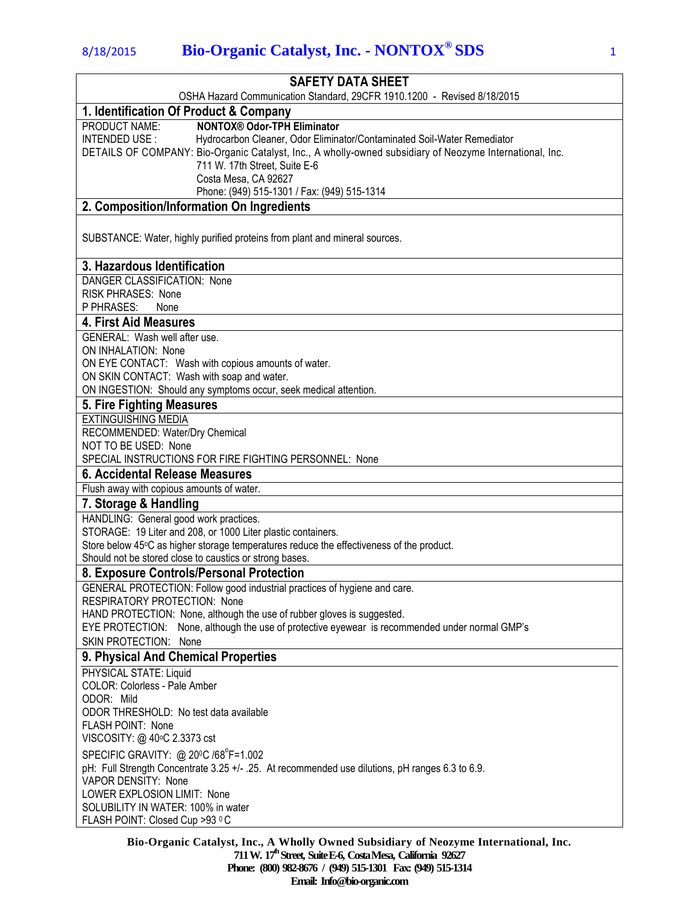# SAFETY DATA SHEET

OSHA Hazard Communication Standard, 29CFR 1910.1200 - Revised 8/18/2015

## 1. Identification Of Product & Company

PRODUCT NAME: **NONTOX® Odor-TPH Eliminator**
INTENDED USE : Hydrocarbon Cleaner, Odor Eliminator/Contaminated Soil-Water Remediator
DETAILS OF COMPANY: Bio-Organic Catalyst, Inc., A wholly-owned subsidiary of Neozyme International, Inc.
711 W. 17th Street, Suite E-6
Costa Mesa, CA 92627
Phone: (949) 515-1301 / Fax: (949) 515-1314

## 2. Composition/Information On Ingredients

SUBSTANCE: Water, highly purified proteins from plant and mineral sources.

## 3. Hazardous Identification

DANGER CLASSIFICATION: None
RISK PHRASES: None
P PHRASES: None

## 4. First Aid Measures

GENERAL: Wash well after use.
ON INHALATION: None
ON EYE CONTACT: Wash with copious amounts of water.
ON SKIN CONTACT: Wash with soap and water.
ON INGESTION: Should any symptoms occur, seek medical attention.

## 5. Fire Fighting Measures

EXTINGUISHING MEDIA
RECOMMENDED: Water/Dry Chemical
NOT TO BE USED: None
SPECIAL INSTRUCTIONS FOR FIRE FIGHTING PERSONNEL: None

## 6. Accidental Release Measures

Flush away with copious amounts of water.

## 7. Storage & Handling

HANDLING: General good work practices.
STORAGE: 19 Liter and 208, or 1000 Liter plastic containers.
Store below 45°C as higher storage temperatures reduce the effectiveness of the product.
Should not be stored close to caustics or strong bases.

## 8. Exposure Controls/Personal Protection

GENERAL PROTECTION: Follow good industrial practices of hygiene and care.
RESPIRATORY PROTECTION: None
HAND PROTECTION: None, although the use of rubber gloves is suggested.
EYE PROTECTION: None, although the use of protective eyewear is recommended under normal GMP's
SKIN PROTECTION: None

## 9. Physical And Chemical Properties

PHYSICAL STATE: Liquid
COLOR: Colorless - Pale Amber
ODOR: Mild
ODOR THRESHOLD: No test data available
FLASH POINT: None
VISCOSITY: @ 40°C 2.3373 cst
SPECIFIC GRAVITY: @ 20°C /68°F=1.002
pH: Full Strength Concentrate 3.25 +/- .25. At recommended use dilutions, pH ranges 6.3 to 6.9.
VAPOR DENSITY: None
LOWER EXPLOSION LIMIT: None
SOLUBILITY IN WATER: 100% in water
FLASH POINT: Closed Cup >93 °C

**Bio-Organic Catalyst, Inc., A Wholly Owned Subsidiary of Neozyme International, Inc.**
**711 W. 17th Street, Suite E-6, Costa Mesa, California 92627**
**Phone: (800) 982-8676 / (949) 515-1301 Fax: (949) 515-1314**
**Email: Info@bio-organic.com**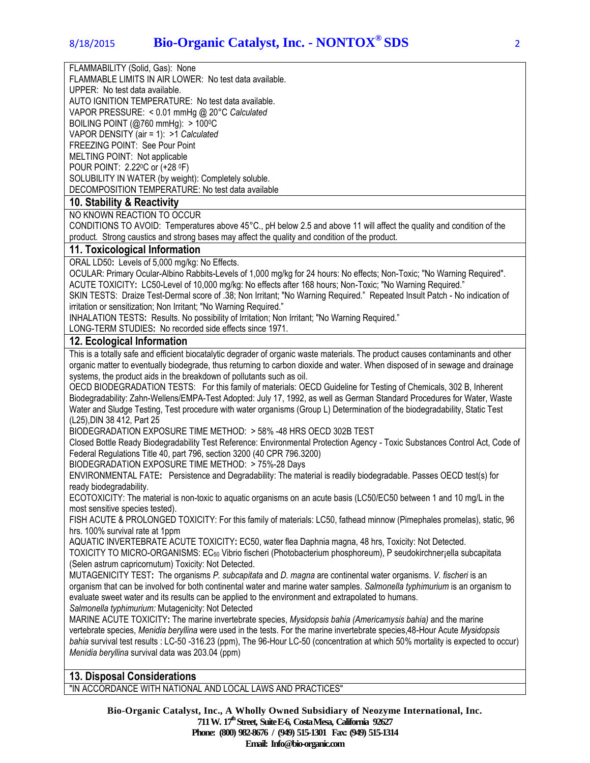FLAMMABILITY (Solid, Gas): None
FLAMMABLE LIMITS IN AIR LOWER: No test data available.
UPPER: No test data available.
AUTO IGNITION TEMPERATURE: No test data available.
VAPOR PRESSURE: < 0.01 mmHg @ 20°C *Calculated*
BOILING POINT (@760 mmHg): > 100⁰C
VAPOR DENSITY (air = 1): >1 *Calculated*
FREEZING POINT: See Pour Point
MELTING POINT: Not applicable
POUR POINT: 2.22⁰C or (+28 ⁰F)
SOLUBILITY IN WATER (by weight): Completely soluble.
DECOMPOSITION TEMPERATURE: No test data available

## 10. Stability & Reactivity

NO KNOWN REACTION TO OCCUR
CONDITIONS TO AVOID: Temperatures above 45°C., pH below 2.5 and above 11 will affect the quality and condition of the product. Strong caustics and strong bases may affect the quality and condition of the product.

## 11. Toxicological Information

ORAL LD50**:** Levels of 5,000 mg/kg: No Effects.
OCULAR: Primary Ocular-Albino Rabbits-Levels of 1,000 mg/kg for 24 hours: No effects; Non-Toxic; "No Warning Required".
ACUTE TOXICITY**:** LC50-Level of 10,000 mg/kg: No effects after 168 hours; Non-Toxic; "No Warning Required."
SKIN TESTS: Draize Test-Dermal score of .38; Non Irritant; "No Warning Required." Repeated Insult Patch - No indication of irritation or sensitization; Non Irritant; "No Warning Required."
INHALATION TESTS**:** Results. No possibility of Irritation; Non Irritant; "No Warning Required."
LONG-TERM STUDIES**:** No recorded side effects since 1971.

## 12. Ecological Information

This is a totally safe and efficient biocatalytic degrader of organic waste materials. The product causes contaminants and other organic matter to eventually biodegrade, thus returning to carbon dioxide and water. When disposed of in sewage and drainage systems, the product aids in the breakdown of pollutants such as oil.
OECD BIODEGRADATION TESTS: For this family of materials: OECD Guideline for Testing of Chemicals, 302 B, Inherent Biodegradability: Zahn-Wellens/EMPA-Test Adopted: July 17, 1992, as well as German Standard Procedures for Water, Waste Water and Sludge Testing, Test procedure with water organisms (Group L) Determination of the biodegradability, Static Test (L25),DIN 38 412, Part 25
BIODEGRADATION EXPOSURE TIME METHOD: > 58% -48 HRS OECD 302B TEST
Closed Bottle Ready Biodegradability Test Reference: Environmental Protection Agency - Toxic Substances Control Act, Code of Federal Regulations Title 40, part 796, section 3200 (40 CPR 796.3200)
BIODEGRADATION EXPOSURE TIME METHOD: > 75%-28 Days
ENVIRONMENTAL FATE**:** Persistence and Degradability: The material is readily biodegradable. Passes OECD test(s) for ready biodegradability.
ECOTOXICITY: The material is non-toxic to aquatic organisms on an acute basis (LC50/EC50 between 1 and 10 mg/L in the most sensitive species tested).
FISH ACUTE & PROLONGED TOXICITY: For this family of materials: LC50, fathead minnow (Pimephales promelas), static, 96 hrs. 100% survival rate at 1ppm
AQUATIC INVERTEBRATE ACUTE TOXICITY**:** EC50, water flea Daphnia magna, 48 hrs, Toxicity: Not Detected.
TOXICITY TO MICRO-ORGANISMS: $EC_{50}$ Vibrio fischeri (Photobacterium phosphoreum), P seudokirchner¡ella subcapitata (Selen astrum capricornutum) Toxicity: Not Detected.
MUTAGENICITY TEST**:** The organisms *P. subcapitata* and *D. magna* are continental water organisms. *V. fischeri* is an organism that can be involved for both continental water and marine water samples. *Salmonella typhimurium* is an organism to evaluate sweet water and its results can be applied to the environment and extrapolated to humans.
*Salmonella typhimurium:* Mutagenicity: Not Detected
MARINE ACUTE TOXICITY**:** The marine invertebrate species, *Mysidopsis bahia (Americamysis bahia)* and the marine vertebrate species, *Menidia beryllina* were used in the tests. For the marine invertebrate species,48-Hour Acute *Mysidopsis bahia* survival test results : LC-50 -316.23 (ppm), The 96-Hour LC-50 (concentration at which 50% mortality is expected to occur) *Menidia beryllina* survival data was 203.04 (ppm)

## 13. Disposal Considerations

"IN ACCORDANCE WITH NATIONAL AND LOCAL LAWS AND PRACTICES"

**Bio-Organic Catalyst, Inc., A Wholly Owned Subsidiary of Neozyme International, Inc.**
**711 W. 17th Street, Suite E-6, Costa Mesa, California 92627**
**Phone: (800) 982-8676 / (949) 515-1301 Fax: (949) 515-1314**
**Email: Info@bio-organic.com**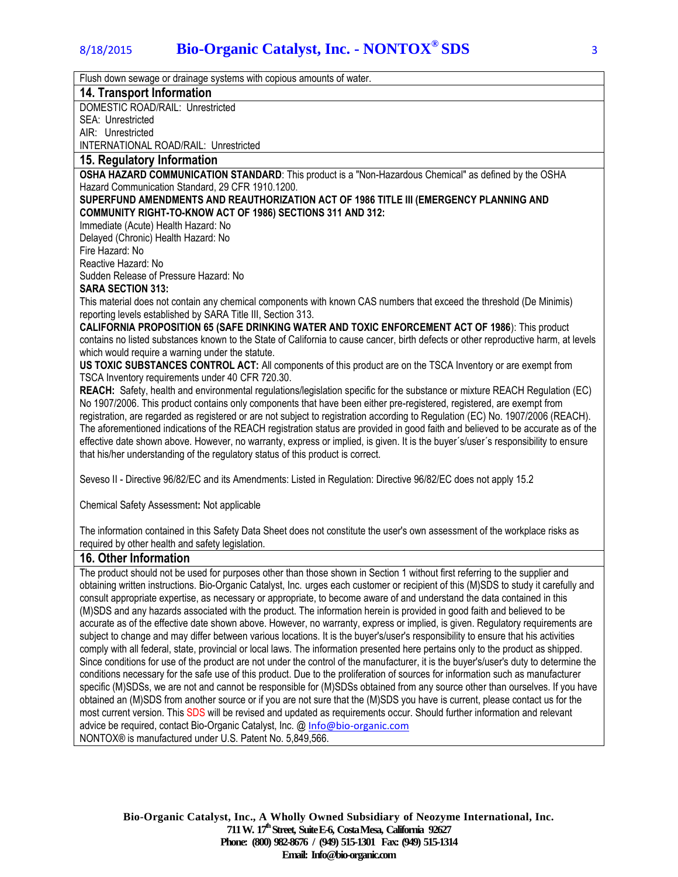Flush down sewage or drainage systems with copious amounts of water.

## 14. Transport Information

DOMESTIC ROAD/RAIL: Unrestricted
SEA: Unrestricted
AIR: Unrestricted
INTERNATIONAL ROAD/RAIL: Unrestricted

## 15. Regulatory Information

**OSHA HAZARD COMMUNICATION STANDARD**: This product is a "Non-Hazardous Chemical" as defined by the OSHA Hazard Communication Standard, 29 CFR 1910.1200.

**SUPERFUND AMENDMENTS AND REAUTHORIZATION ACT OF 1986 TITLE III (EMERGENCY PLANNING AND COMMUNITY RIGHT-TO-KNOW ACT OF 1986) SECTIONS 311 AND 312:**

Immediate (Acute) Health Hazard: No
Delayed (Chronic) Health Hazard: No
Fire Hazard: No
Reactive Hazard: No
Sudden Release of Pressure Hazard: No

**SARA SECTION 313:**

This material does not contain any chemical components with known CAS numbers that exceed the threshold (De Minimis) reporting levels established by SARA Title III, Section 313.

**CALIFORNIA PROPOSITION 65 (SAFE DRINKING WATER AND TOXIC ENFORCEMENT ACT OF 1986**): This product contains no listed substances known to the State of California to cause cancer, birth defects or other reproductive harm, at levels which would require a warning under the statute.

**US TOXIC SUBSTANCES CONTROL ACT:** All components of this product are on the TSCA Inventory or are exempt from TSCA Inventory requirements under 40 CFR 720.30.

**REACH:** Safety, health and environmental regulations/legislation specific for the substance or mixture REACH Regulation (EC) No 1907/2006. This product contains only components that have been either pre-registered, registered, are exempt from registration, are regarded as registered or are not subject to registration according to Regulation (EC) No. 1907/2006 (REACH). The aforementioned indications of the REACH registration status are provided in good faith and believed to be accurate as of the effective date shown above. However, no warranty, express or implied, is given. It is the buyer´s/user´s responsibility to ensure that his/her understanding of the regulatory status of this product is correct.

Seveso II - Directive 96/82/EC and its Amendments: Listed in Regulation: Directive 96/82/EC does not apply 15.2

Chemical Safety Assessment**:** Not applicable

The information contained in this Safety Data Sheet does not constitute the user's own assessment of the workplace risks as required by other health and safety legislation.

## 16. Other Information

The product should not be used for purposes other than those shown in Section 1 without first referring to the supplier and obtaining written instructions. Bio-Organic Catalyst, Inc. urges each customer or recipient of this (M)SDS to study it carefully and consult appropriate expertise, as necessary or appropriate, to become aware of and understand the data contained in this (M)SDS and any hazards associated with the product. The information herein is provided in good faith and believed to be accurate as of the effective date shown above. However, no warranty, express or implied, is given. Regulatory requirements are subject to change and may differ between various locations. It is the buyer's/user's responsibility to ensure that his activities comply with all federal, state, provincial or local laws. The information presented here pertains only to the product as shipped. Since conditions for use of the product are not under the control of the manufacturer, it is the buyer's/user's duty to determine the conditions necessary for the safe use of this product. Due to the proliferation of sources for information such as manufacturer specific (M)SDSs, we are not and cannot be responsible for (M)SDSs obtained from any source other than ourselves. If you have obtained an (M)SDS from another source or if you are not sure that the (M)SDS you have is current, please contact us for the most current version. This SDS will be revised and updated as requirements occur. Should further information and relevant advice be required, contact Bio-Organic Catalyst, Inc. @ Info@bio-organic.com

NONTOX® is manufactured under U.S. Patent No. 5,849,566.